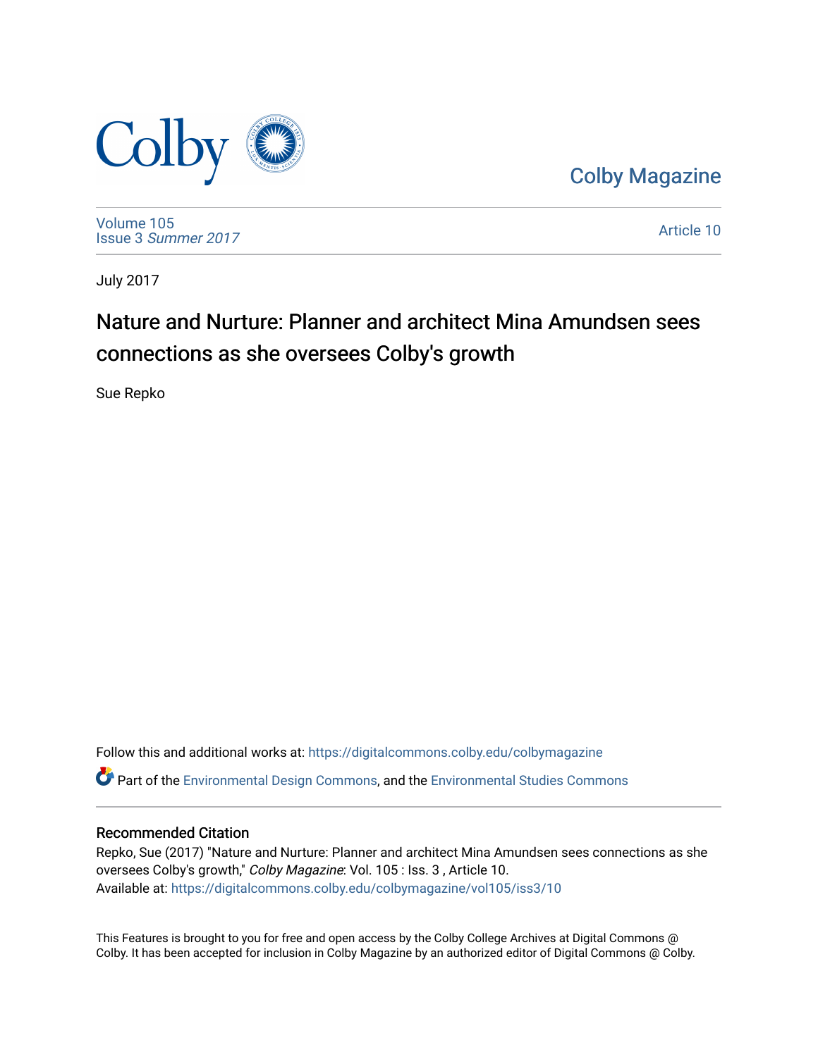Colby Magazine

Volume 105
Issue 3 *Summer 2017*

Article 10

July 2017

# Nature and Nurture: Planner and architect Mina Amundsen sees connections as she oversees Colby's growth

Sue Repko

Follow this and additional works at: https://digitalcommons.colby.edu/colbymagazine

Part of the Environmental Design Commons, and the Environmental Studies Commons

## Recommended Citation

Repko, Sue (2017) "Nature and Nurture: Planner and architect Mina Amundsen sees connections as she oversees Colby's growth," *Colby Magazine*: Vol. 105 : Iss. 3 , Article 10.
Available at: https://digitalcommons.colby.edu/colbymagazine/vol105/iss3/10

This Features is brought to you for free and open access by the Colby College Archives at Digital Commons @ Colby. It has been accepted for inclusion in Colby Magazine by an authorized editor of Digital Commons @ Colby.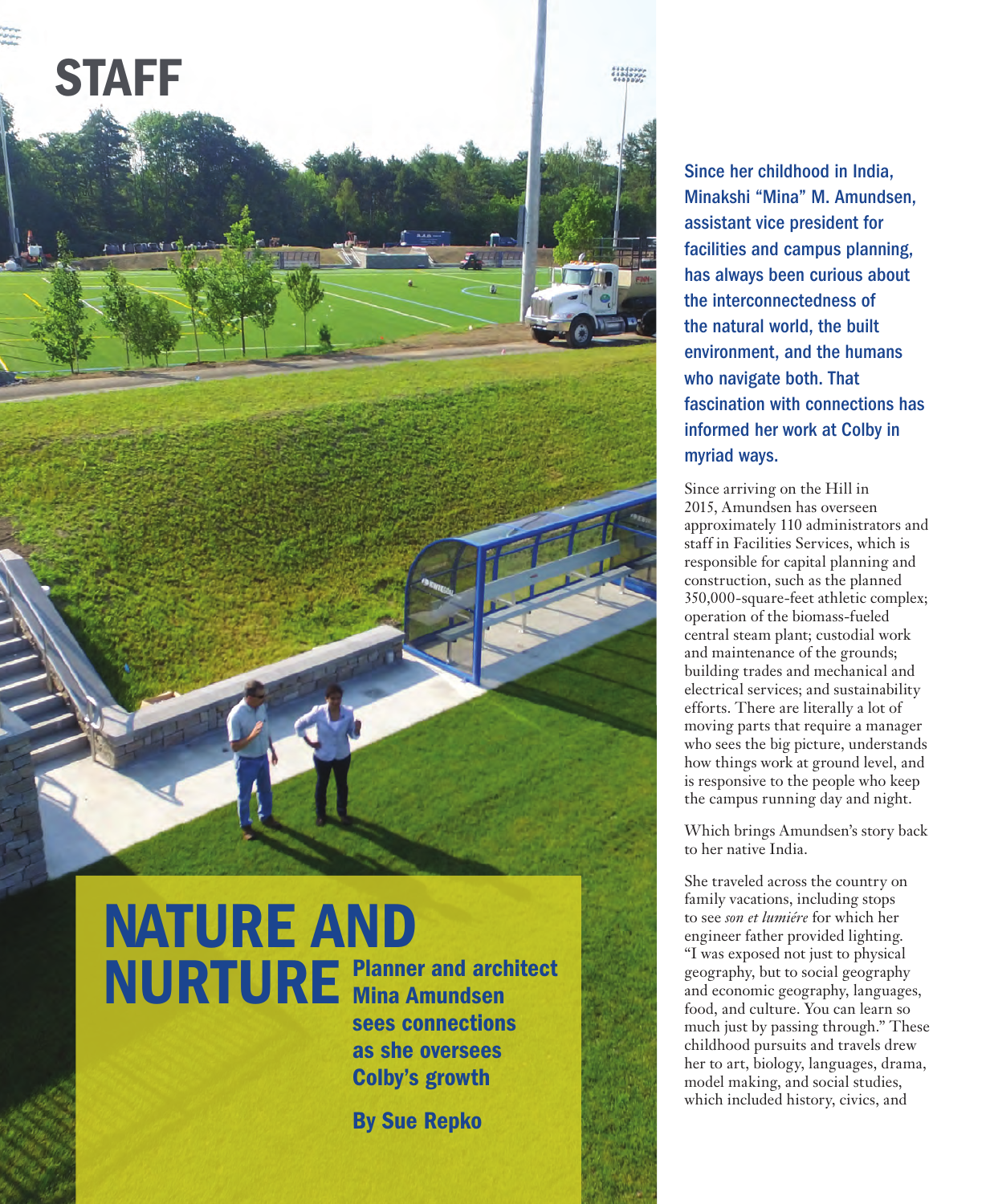STAFF

# NATURE AND NURTURE

## Planner and architect Mina Amundsen sees connections as she oversees Colby's growth

**By Sue Repko**

**Since her childhood in India, Minakshi "Mina" M. Amundsen, assistant vice president for facilities and campus planning, has always been curious about the interconnectedness of the natural world, the built environment, and the humans who navigate both. That fascination with connections has informed her work at Colby in myriad ways.**

Since arriving on the Hill in 2015, Amundsen has overseen approximately 110 administrators and staff in Facilities Services, which is responsible for capital planning and construction, such as the planned 350,000-square-feet athletic complex; operation of the biomass-fueled central steam plant; custodial work and maintenance of the grounds; building trades and mechanical and electrical services; and sustainability efforts. There are literally a lot of moving parts that require a manager who sees the big picture, understands how things work at ground level, and is responsive to the people who keep the campus running day and night.

Which brings Amundsen's story back to her native India.

She traveled across the country on family vacations, including stops to see *son et lumiére* for which her engineer father provided lighting. "I was exposed not just to physical geography, but to social geography and economic geography, languages, food, and culture. You can learn so much just by passing through." These childhood pursuits and travels drew her to art, biology, languages, drama, model making, and social studies, which included history, civics, and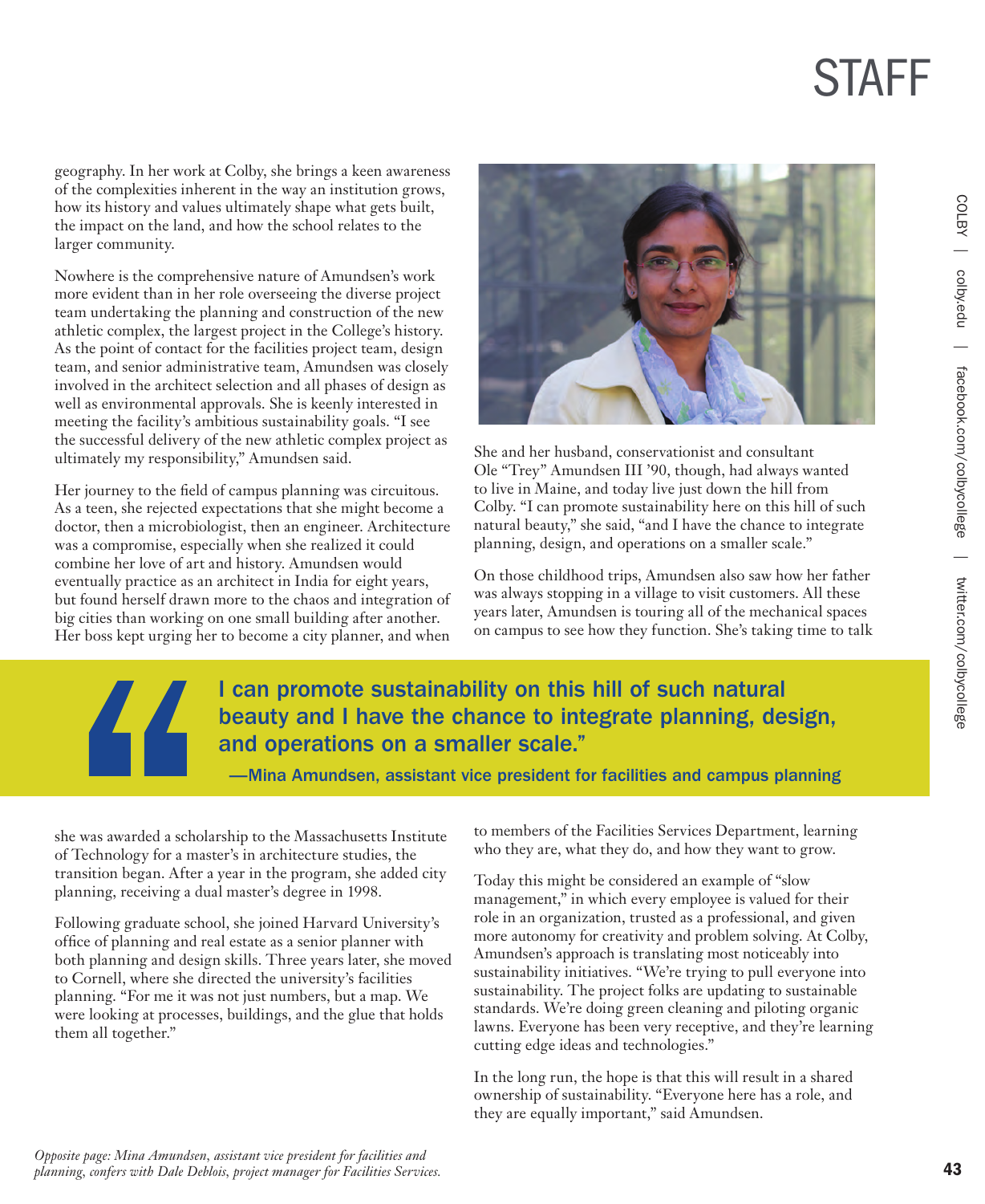geography. In her work at Colby, she brings a keen awareness of the complexities inherent in the way an institution grows, how its history and values ultimately shape what gets built, the impact on the land, and how the school relates to the larger community.

Nowhere is the comprehensive nature of Amundsen's work more evident than in her role overseeing the diverse project team undertaking the planning and construction of the new athletic complex, the largest project in the College's history. As the point of contact for the facilities project team, design team, and senior administrative team, Amundsen was closely involved in the architect selection and all phases of design as well as environmental approvals. She is keenly interested in meeting the facility's ambitious sustainability goals. "I see the successful delivery of the new athletic complex project as ultimately my responsibility," Amundsen said.

Her journey to the field of campus planning was circuitous. As a teen, she rejected expectations that she might become a doctor, then a microbiologist, then an engineer. Architecture was a compromise, especially when she realized it could combine her love of art and history. Amundsen would eventually practice as an architect in India for eight years, but found herself drawn more to the chaos and integration of big cities than working on one small building after another. Her boss kept urging her to become a city planner, and when she was awarded a scholarship to the Massachusetts Institute of Technology for a master's in architecture studies, the transition began. After a year in the program, she added city planning, receiving a dual master's degree in 1998.

Following graduate school, she joined Harvard University's office of planning and real estate as a senior planner with both planning and design skills. Three years later, she moved to Cornell, where she directed the university's facilities planning. "For me it was not just numbers, but a map. We were looking at processes, buildings, and the glue that holds them all together."

She and her husband, conservationist and consultant Ole "Trey" Amundsen III '90, though, had always wanted to live in Maine, and today live just down the hill from Colby. "I can promote sustainability here on this hill of such natural beauty," she said, "and I have the chance to integrate planning, design, and operations on a smaller scale."

On those childhood trips, Amundsen also saw how her father was always stopping in a village to visit customers. All these years later, Amundsen is touring all of the mechanical spaces on campus to see how they function. She's taking time to talk to members of the Facilities Services Department, learning who they are, what they do, and how they want to grow.

> **I can promote sustainability on this hill of such natural beauty and I have the chance to integrate planning, design, and operations on a smaller scale."**
>
> **—Mina Amundsen, assistant vice president for facilities and campus planning**

Today this might be considered an example of "slow management," in which every employee is valued for their role in an organization, trusted as a professional, and given more autonomy for creativity and problem solving. At Colby, Amundsen's approach is translating most noticeably into sustainability initiatives. "We're trying to pull everyone into sustainability. The project folks are updating to sustainable standards. We're doing green cleaning and piloting organic lawns. Everyone has been very receptive, and they're learning cutting edge ideas and technologies."

In the long run, the hope is that this will result in a shared ownership of sustainability. "Everyone here has a role, and they are equally important," said Amundsen.

*Opposite page: Mina Amundsen, assistant vice president for facilities and planning, confers with Dale Deblois, project manager for Facilities Services.*